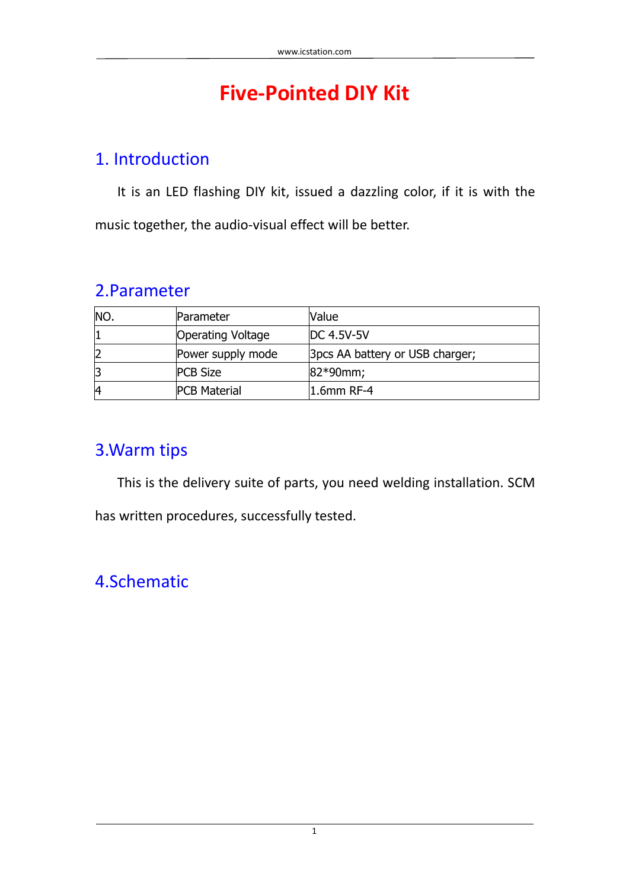# Five-Pointed DIY Kit

## 1. Introduction

It is an LED flashing DIY kit, issued a dazzling color, if it is with the music together, the audio-visual effect will be better.

## 2.Parameter

| NO. | Parameter | Value |
|---|---|---|
| 1 | Operating Voltage | DC 4.5V-5V |
| 2 | Power supply mode | 3pcs AA battery or USB charger; |
| 3 | PCB Size | 82*90mm; |
| 4 | PCB Material | 1.6mm RF-4 |

## 3.Warm tips

This is the delivery suite of parts, you need welding installation. SCM has written procedures, successfully tested.

## 4.Schematic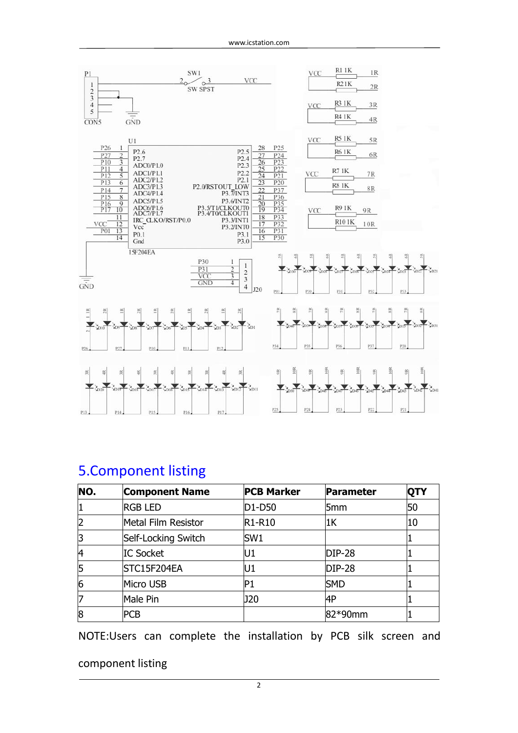## 5.Component listing

| NO. | Component Name | PCB Marker | Parameter | QTY |
|---|---|---|---|---|
| 1 | RGB LED | D1-D50 | 5mm | 50 |
| 2 | Metal Film Resistor | R1-R10 | 1K | 10 |
| 3 | Self-Locking Switch | SW1 | | 1 |
| 4 | IC Socket | U1 | DIP-28 | 1 |
| 5 | STC15F204EA | U1 | DIP-28 | 1 |
| 6 | Micro USB | P1 | SMD | 1 |
| 7 | Male Pin | J20 | 4P | 1 |
| 8 | PCB | | 82*90mm | 1 |

NOTE:Users can complete the installation by PCB silk screen and component listing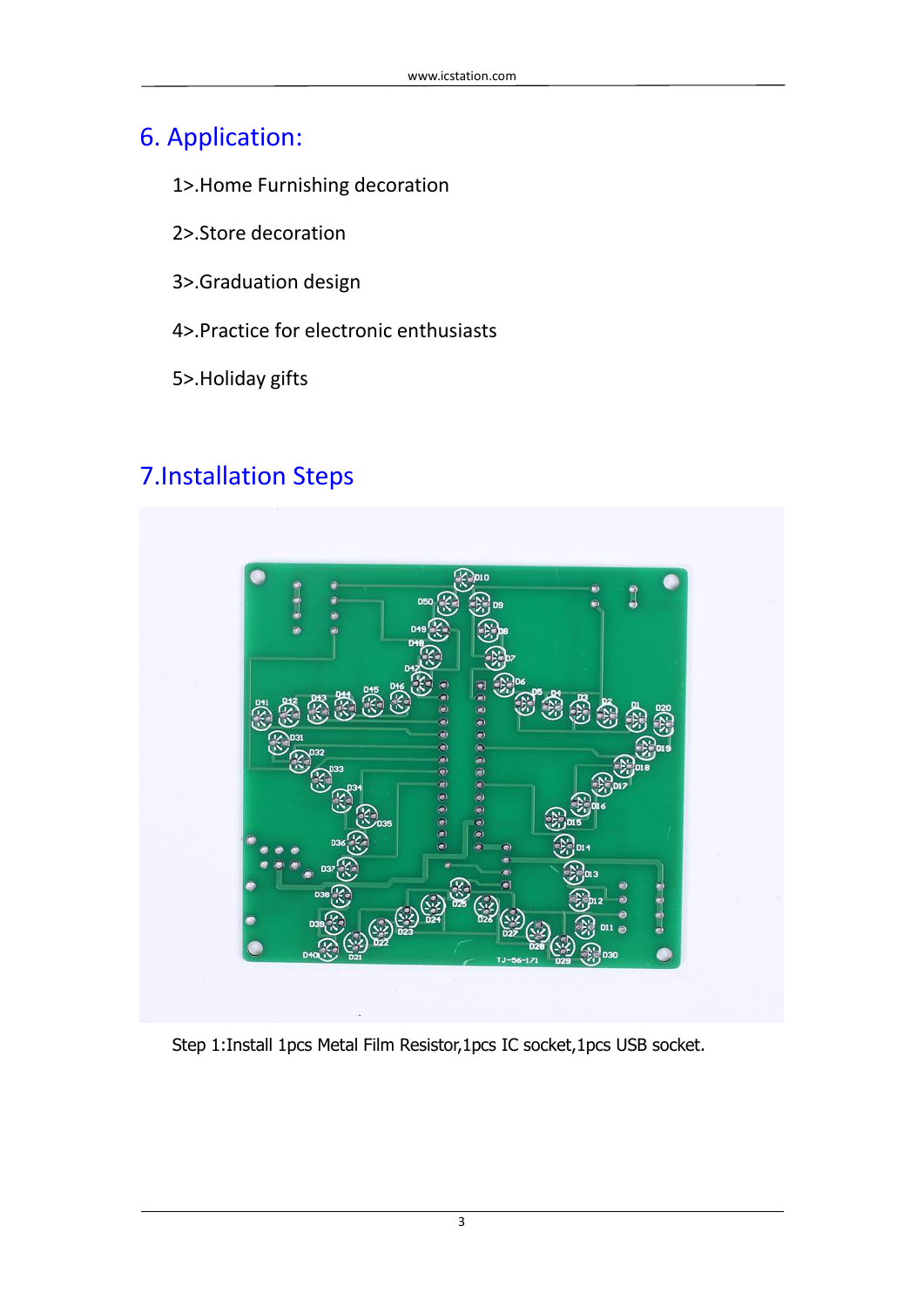## 6. Application:

1>.Home Furnishing decoration

2>.Store decoration

3>.Graduation design

4>.Practice for electronic enthusiasts

5>.Holiday gifts

## 7.Installation Steps

Step 1:Install 1pcs Metal Film Resistor,1pcs IC socket,1pcs USB socket.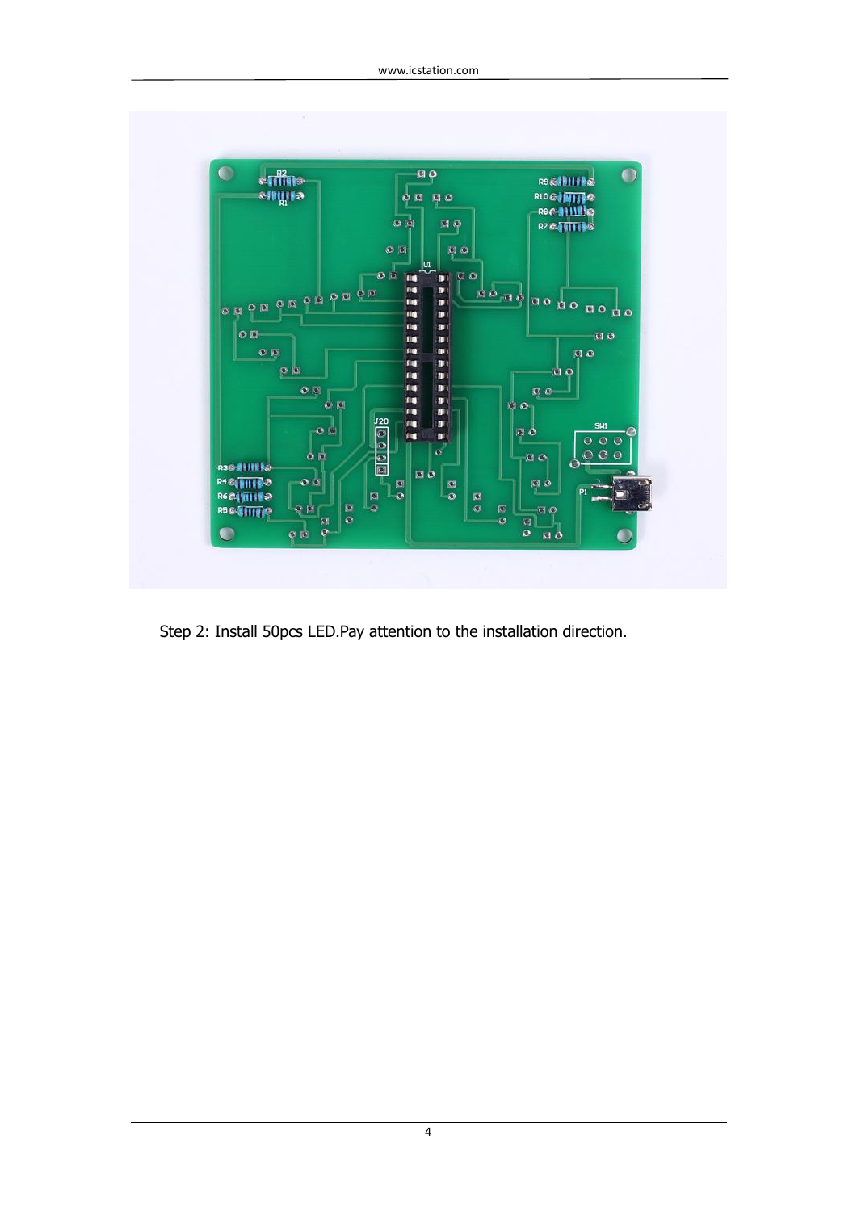Step 2: Install 50pcs LED.Pay attention to the installation direction.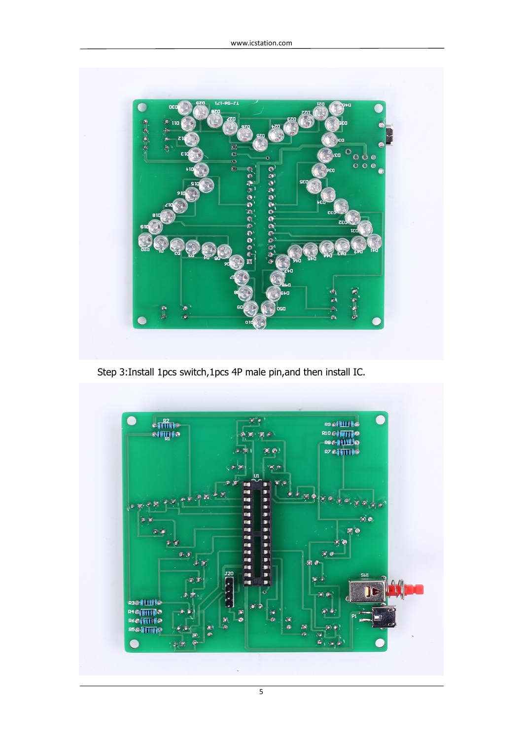Step 3:Install 1pcs switch,1pcs 4P male pin,and then install IC.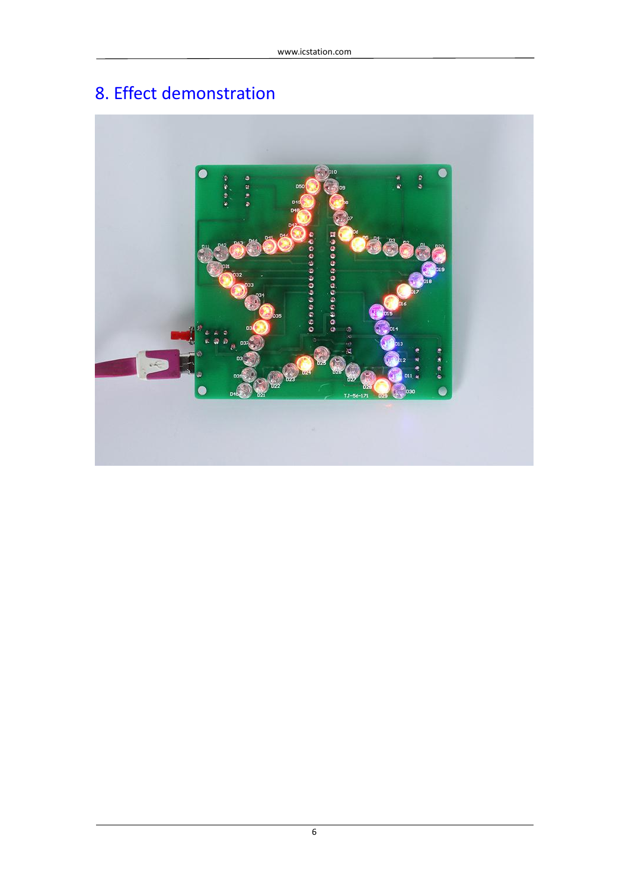## 8. Effect demonstration